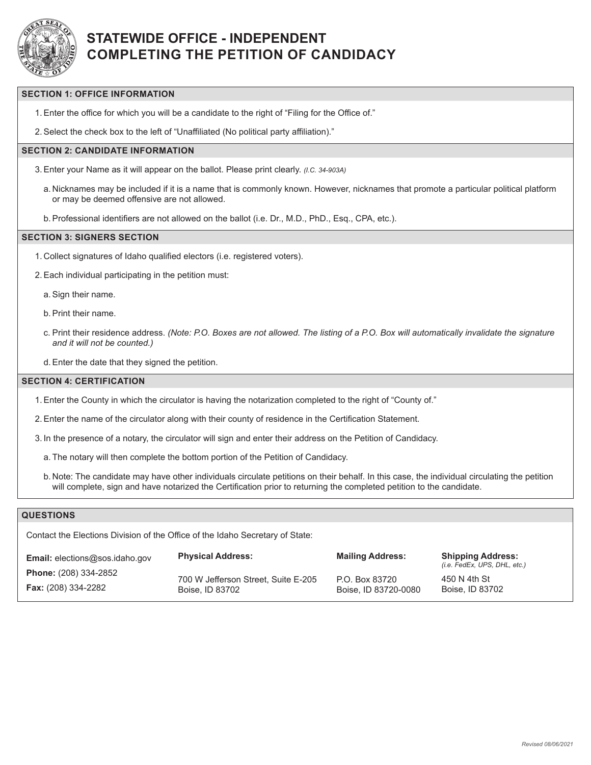# STATEWIDE OFFICE - INDEPENDENT
# COMPLETING THE PETITION OF CANDIDACY

## SECTION 1: OFFICE INFORMATION

1. Enter the office for which you will be a candidate to the right of "Filing for the Office of."
2. Select the check box to the left of "Unaffiliated (No political party affiliation)."

## SECTION 2: CANDIDATE INFORMATION

3. Enter your Name as it will appear on the ballot. Please print clearly. *(I.C. 34-903A)*
   a. Nicknames may be included if it is a name that is commonly known. However, nicknames that promote a particular political platform or may be deemed offensive are not allowed.
   b. Professional identifiers are not allowed on the ballot (i.e. Dr., M.D., PhD., Esq., CPA, etc.).

## SECTION 3: SIGNERS SECTION

1. Collect signatures of Idaho qualified electors (i.e. registered voters).
2. Each individual participating in the petition must:
   a. Sign their name.
   b. Print their name.
   c. Print their residence address. *(Note: P.O. Boxes are not allowed. The listing of a P.O. Box will automatically invalidate the signature and it will not be counted.)*
   d. Enter the date that they signed the petition.

## SECTION 4: CERTIFICATION

1. Enter the County in which the circulator is having the notarization completed to the right of "County of."
2. Enter the name of the circulator along with their county of residence in the Certification Statement.
3. In the presence of a notary, the circulator will sign and enter their address on the Petition of Candidacy.
   a. The notary will then complete the bottom portion of the Petition of Candidacy.
   b. Note: The candidate may have other individuals circulate petitions on their behalf. In this case, the individual circulating the petition will complete, sign and have notarized the Certification prior to returning the completed petition to the candidate.

## QUESTIONS

Contact the Elections Division of the Office of the Idaho Secretary of State:

**Email:** elections@sos.idaho.gov
**Phone:** (208) 334-2852
**Fax:** (208) 334-2282

**Physical Address:**
700 W Jefferson Street, Suite E-205
Boise, ID 83702

**Mailing Address:**
P.O. Box 83720
Boise, ID 83720-0080

**Shipping Address:** *(i.e. FedEx, UPS, DHL, etc.)*
450 N 4th St
Boise, ID 83702

*Revised 08/06/2021*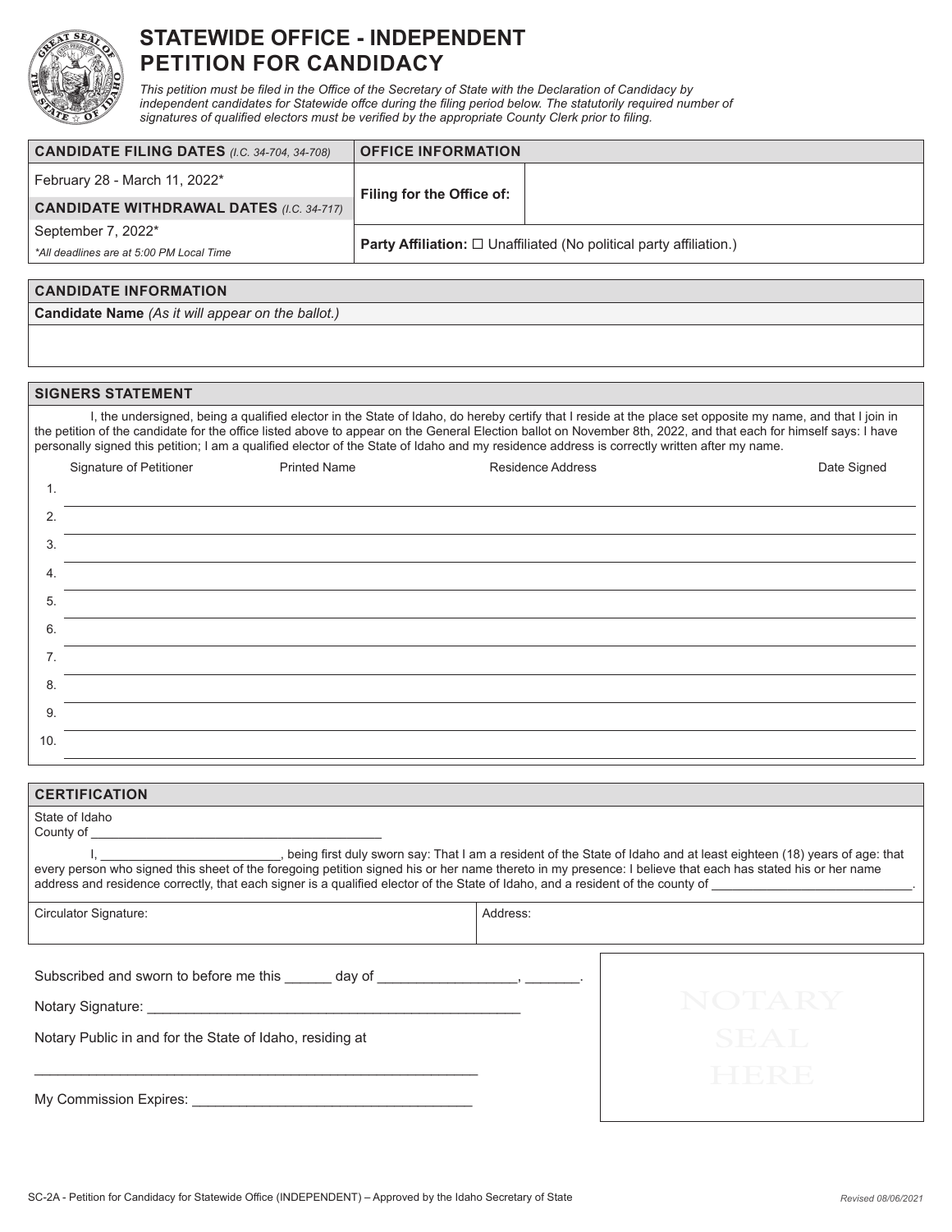# STATEWIDE OFFICE - INDEPENDENT PETITION FOR CANDIDACY

*This petition must be filed in the Office of the Secretary of State with the Declaration of Candidacy by independent candidates for Statewide offce during the filing period below. The statutorily required number of signatures of qualified electors must be verified by the appropriate County Clerk prior to filing.*

| **CANDIDATE FILING DATES** *(I.C. 34-704, 34-708)* | **OFFICE INFORMATION** | |
|---|---|---|
| February 28 - March 11, 2022* | **Filing for the Office of:** | |
| **CANDIDATE WITHDRAWAL DATES** *(I.C. 34-717)* | | |
| September 7, 2022* <br> *\*All deadlines are at 5:00 PM Local Time* | **Party Affiliation:** ☐ Unaffiliated (No political party affiliation.) | |

## CANDIDATE INFORMATION

**Candidate Name** *(As it will appear on the ballot.)*

## SIGNERS STATEMENT

I, the undersigned, being a qualified elector in the State of Idaho, do hereby certify that I reside at the place set opposite my name, and that I join in the petition of the candidate for the office listed above to appear on the General Election ballot on November 8th, 2022, and that each for himself says: I have personally signed this petition; I am a qualified elector of the State of Idaho and my residence address is correctly written after my name.

| | Signature of Petitioner | Printed Name | Residence Address | Date Signed |
|---|---|---|---|---|
| 1. | | | | |
| 2. | | | | |
| 3. | | | | |
| 4. | | | | |
| 5. | | | | |
| 6. | | | | |
| 7. | | | | |
| 8. | | | | |
| 9. | | | | |
| 10. | | | | |

## CERTIFICATION

State of Idaho
County of ________________________________________

I, _________________________, being first duly sworn say: That I am a resident of the State of Idaho and at least eighteen (18) years of age: that every person who signed this sheet of the foregoing petition signed his or her name thereto in my presence: I believe that each has stated his or her name address and residence correctly, that each signer is a qualified elector of the State of Idaho, and a resident of the county of ___________________________.

| Circulator Signature: | Address: |
|---|---|
| | |

Subscribed and sworn to before me this ______ day of _________________, _______.

Notary Signature: _______________________________________________

Notary Public in and for the State of Idaho, residing at

_________________________________________________________

My Commission Expires: ___________________________________

NOTARY SEAL HERE

SC-2A - Petition for Candidacy for Statewide Office (INDEPENDENT) – Approved by the Idaho Secretary of State

*Revised 08/06/2021*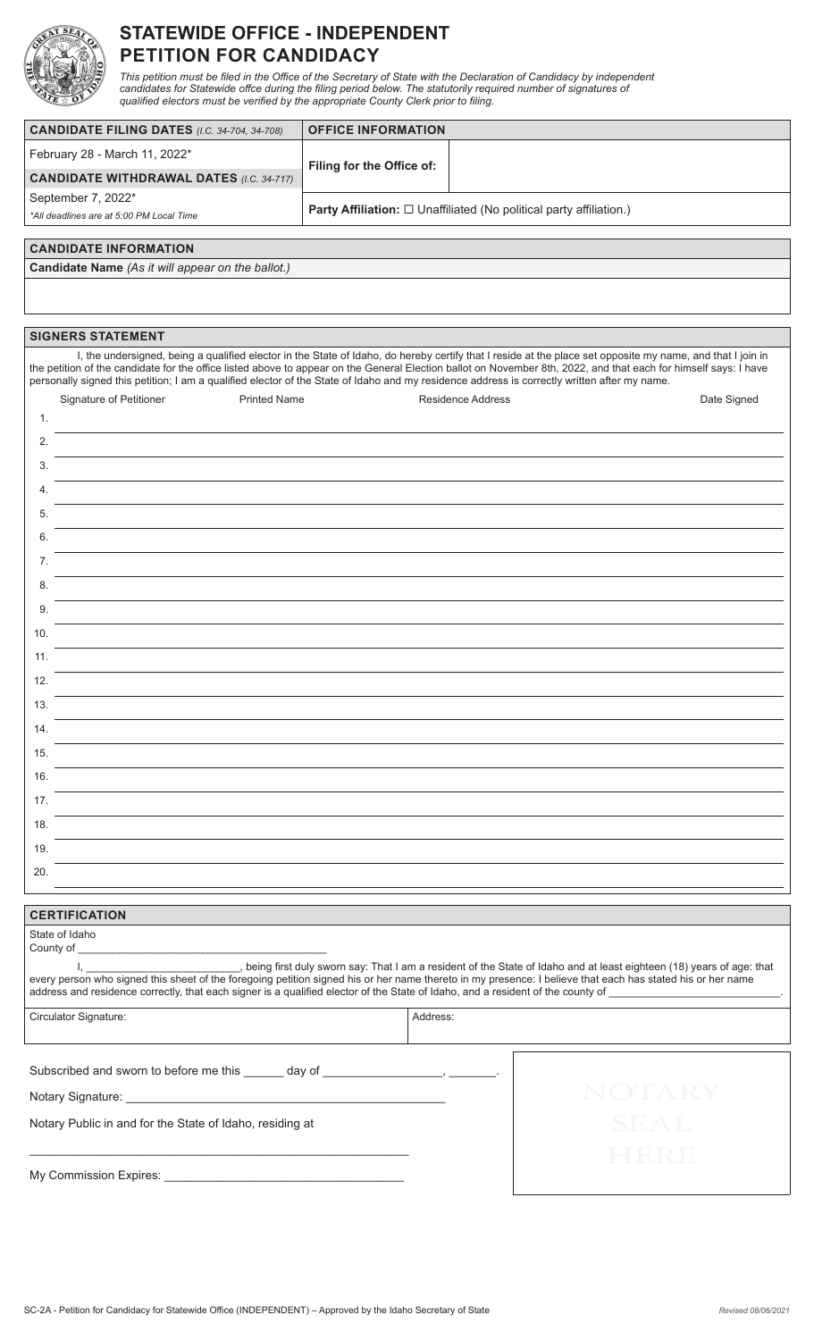# STATEWIDE OFFICE - INDEPENDENT PETITION FOR CANDIDACY

*This petition must be filed in the Office of the Secretary of State with the Declaration of Candidacy by independent candidates for Statewide offce during the filing period below. The statutorily required number of signatures of qualified electors must be verified by the appropriate County Clerk prior to filing.*

| **CANDIDATE FILING DATES** *(I.C. 34-704, 34-708)* | **OFFICE INFORMATION** | |
|---|---|---|
| February 28 - March 11, 2022* | **Filing for the Office of:** | |
| **CANDIDATE WITHDRAWAL DATES** *(I.C. 34-717)* | | |
| September 7, 2022* | **Party Affiliation:** ☐ Unaffiliated (No political party affiliation.) | |
| *\*All deadlines are at 5:00 PM Local Time* | | |

## CANDIDATE INFORMATION

**Candidate Name** *(As it will appear on the ballot.)*

## SIGNERS STATEMENT

I, the undersigned, being a qualified elector in the State of Idaho, do hereby certify that I reside at the place set opposite my name, and that I join in the petition of the candidate for the office listed above to appear on the General Election ballot on November 8th, 2022, and that each for himself says: I have personally signed this petition; I am a qualified elector of the State of Idaho and my residence address is correctly written after my name.

| | Signature of Petitioner | Printed Name | Residence Address | Date Signed |
|---|---|---|---|---|
| 1. | | | | |
| 2. | | | | |
| 3. | | | | |
| 4. | | | | |
| 5. | | | | |
| 6. | | | | |
| 7. | | | | |
| 8. | | | | |
| 9. | | | | |
| 10. | | | | |
| 11. | | | | |
| 12. | | | | |
| 13. | | | | |
| 14. | | | | |
| 15. | | | | |
| 16. | | | | |
| 17. | | | | |
| 18. | | | | |
| 19. | | | | |
| 20. | | | | |

## CERTIFICATION

State of Idaho
County of ________________________________________

I, ________________________, being first duly sworn say: That I am a resident of the State of Idaho and at least eighteen (18) years of age: that every person who signed this sheet of the foregoing petition signed his or her name thereto in my presence: I believe that each has stated his or her name address and residence correctly, that each signer is a qualified elector of the State of Idaho, and a resident of the county of ____________________________.

| Circulator Signature: | Address: |
|---|---|
| | |

Subscribed and sworn to before me this ______ day of _________________, _______.

Notary Signature: ______________________________________________

Notary Public in and for the State of Idaho, residing at

________________________________________________________

My Commission Expires: ___________________________________

NOTARY SEAL HERE

SC-2A - Petition for Candidacy for Statewide Office (INDEPENDENT) – Approved by the Idaho Secretary of State *Revised 08/06/2021*